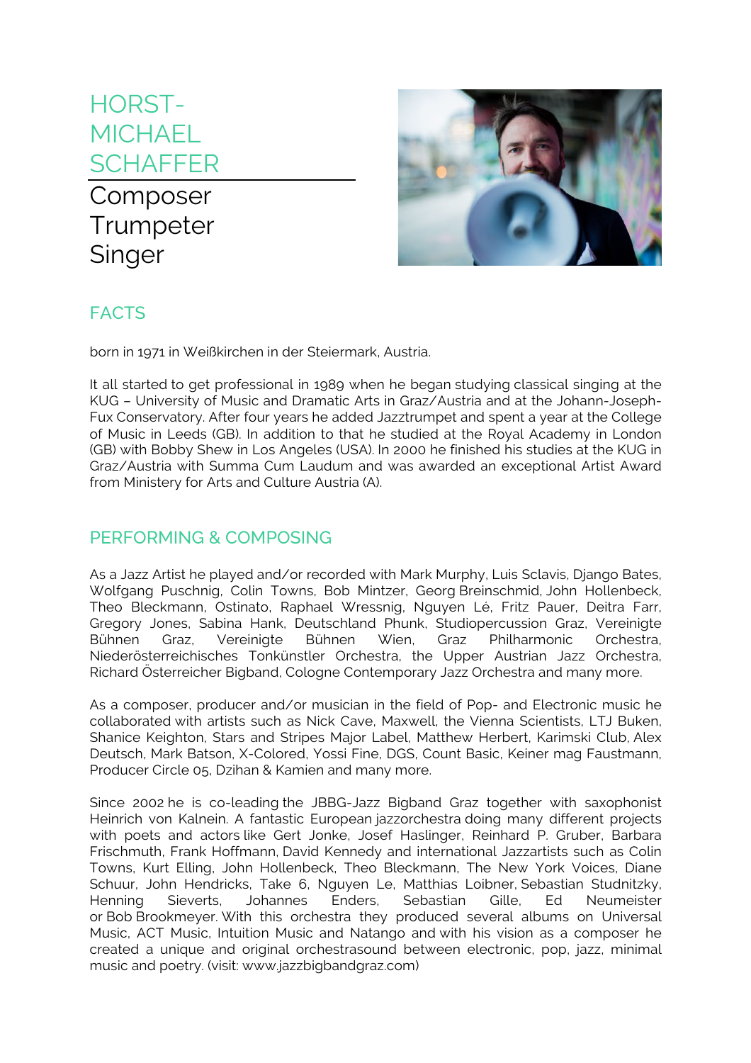# HORST-MICHAEL SCHAFFER

Composer
Trumpeter
Singer

## FACTS

born in 1971 in Weißkirchen in der Steiermark, Austria.

It all started to get professional in 1989 when he began studying classical singing at the KUG – University of Music and Dramatic Arts in Graz/Austria and at the Johann-Joseph-Fux Conservatory. After four years he added Jazztrumpet and spent a year at the College of Music in Leeds (GB). In addition to that he studied at the Royal Academy in London (GB) with Bobby Shew in Los Angeles (USA). In 2000 he finished his studies at the KUG in Graz/Austria with Summa Cum Laudum and was awarded an exceptional Artist Award from Ministery for Arts and Culture Austria (A).

## PERFORMING & COMPOSING

As a Jazz Artist he played and/or recorded with Mark Murphy, Luis Sclavis, Django Bates, Wolfgang Puschnig, Colin Towns, Bob Mintzer, Georg Breinschmid, John Hollenbeck, Theo Bleckmann, Ostinato, Raphael Wressnig, Nguyen Lé, Fritz Pauer, Deitra Farr, Gregory Jones, Sabina Hank, Deutschland Phunk, Studiopercussion Graz, Vereinigte Bühnen Graz, Vereinigte Bühnen Wien, Graz Philharmonic Orchestra, Niederösterreichisches Tonkünstler Orchestra, the Upper Austrian Jazz Orchestra, Richard Österreicher Bigband, Cologne Contemporary Jazz Orchestra and many more.

As a composer, producer and/or musician in the field of Pop- and Electronic music he collaborated with artists such as Nick Cave, Maxwell, the Vienna Scientists, LTJ Buken, Shanice Keighton, Stars and Stripes Major Label, Matthew Herbert, Karimski Club, Alex Deutsch, Mark Batson, X-Colored, Yossi Fine, DGS, Count Basic, Keiner mag Faustmann, Producer Circle 05, Dzihan & Kamien and many more.

Since 2002 he is co-leading the JBBG-Jazz Bigband Graz together with saxophonist Heinrich von Kalnein. A fantastic European jazzorchestra doing many different projects with poets and actors like Gert Jonke, Josef Haslinger, Reinhard P. Gruber, Barbara Frischmuth, Frank Hoffmann, David Kennedy and international Jazzartists such as Colin Towns, Kurt Elling, John Hollenbeck, Theo Bleckmann, The New York Voices, Diane Schuur, John Hendricks, Take 6, Nguyen Le, Matthias Loibner, Sebastian Studnitzky, Henning Sieverts, Johannes Enders, Sebastian Gille, Ed Neumeister or Bob Brookmeyer. With this orchestra they produced several albums on Universal Music, ACT Music, Intuition Music and Natango and with his vision as a composer he created a unique and original orchestrasound between electronic, pop, jazz, minimal music and poetry. (visit: www.jazzbigbandgraz.com)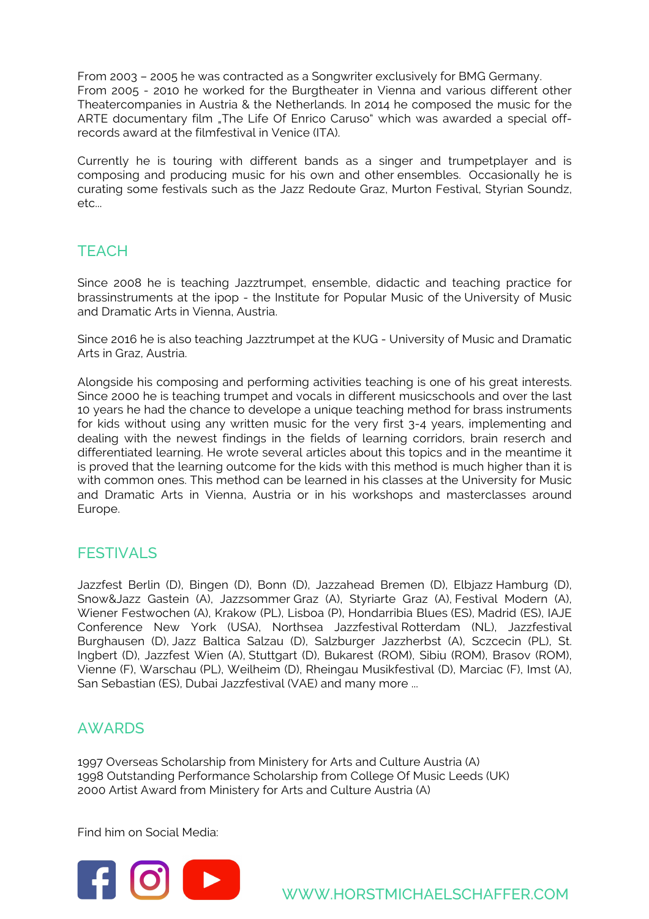From 2003 – 2005 he was contracted as a Songwriter exclusively for BMG Germany. From 2005 - 2010 he worked for the Burgtheater in Vienna and various different other Theatercompanies in Austria & the Netherlands. In 2014 he composed the music for the ARTE documentary film „The Life Of Enrico Caruso" which was awarded a special off-records award at the filmfestival in Venice (ITA).

Currently he is touring with different bands as a singer and trumpetplayer and is composing and producing music for his own and other ensembles. Occasionally he is curating some festivals such as the Jazz Redoute Graz, Murton Festival, Styrian Soundz, etc...

## TEACH

Since 2008 he is teaching Jazztrumpet, ensemble, didactic and teaching practice for brassinstruments at the ipop - the Institute for Popular Music of the University of Music and Dramatic Arts in Vienna, Austria.

Since 2016 he is also teaching Jazztrumpet at the KUG - University of Music and Dramatic Arts in Graz, Austria.

Alongside his composing and performing activities teaching is one of his great interests. Since 2000 he is teaching trumpet and vocals in different musicschools and over the last 10 years he had the chance to develope a unique teaching method for brass instruments for kids without using any written music for the very first 3-4 years, implementing and dealing with the newest findings in the fields of learning corridors, brain reserch and differentiated learning. He wrote several articles about this topics and in the meantime it is proved that the learning outcome for the kids with this method is much higher than it is with common ones. This method can be learned in his classes at the University for Music and Dramatic Arts in Vienna, Austria or in his workshops and masterclasses around Europe.

## FESTIVALS

Jazzfest Berlin (D), Bingen (D), Bonn (D), Jazzahead Bremen (D), Elbjazz Hamburg (D), Snow&Jazz Gastein (A), Jazzsommer Graz (A), Styriarte Graz (A), Festival Modern (A), Wiener Festwochen (A), Krakow (PL), Lisboa (P), Hondarribia Blues (ES), Madrid (ES), IAJE Conference New York (USA), Northsea Jazzfestival Rotterdam (NL), Jazzfestival Burghausen (D), Jazz Baltica Salzau (D), Salzburger Jazzherbst (A), Sczcecin (PL), St. Ingbert (D), Jazzfest Wien (A), Stuttgart (D), Bukarest (ROM), Sibiu (ROM), Brasov (ROM), Vienne (F), Warschau (PL), Weilheim (D), Rheingau Musikfestival (D), Marciac (F), Imst (A), San Sebastian (ES), Dubai Jazzfestival (VAE) and many more ...

## AWARDS

1997 Overseas Scholarship from Ministery for Arts and Culture Austria (A)
1998 Outstanding Performance Scholarship from College Of Music Leeds (UK)
2000 Artist Award from Ministery for Arts and Culture Austria (A)

Find him on Social Media:

WWW.HORSTMICHAELSCHAFFER.COM